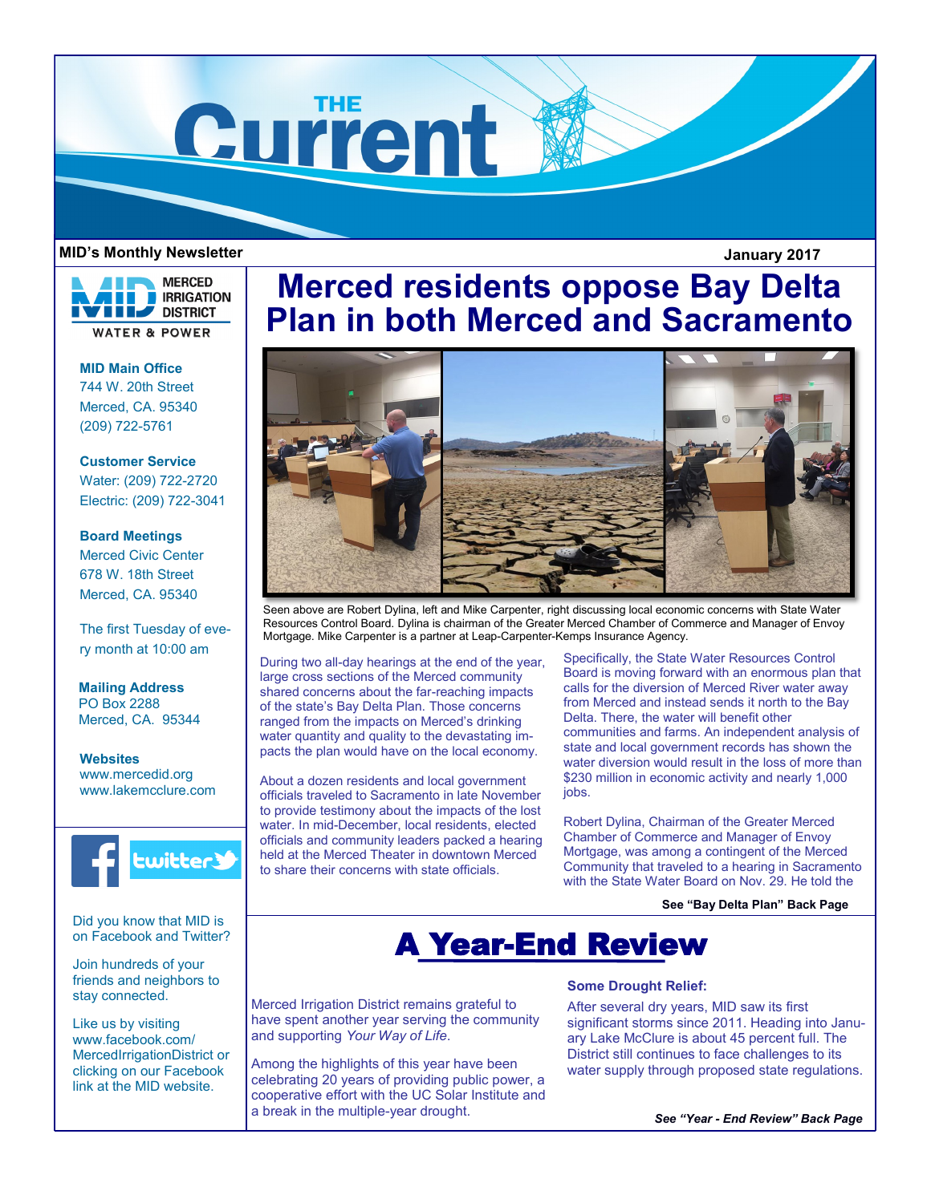# THE Current

**MID's Monthly Newsletter** **January 2017**

MERCED IRRIGATION DISTRICT
WATER & POWER

**MID Main Office**
744 W. 20th Street
Merced, CA. 95340
(209) 722-5761

**Customer Service**
Water: (209) 722-2720
Electric: (209) 722-3041

**Board Meetings**
Merced Civic Center
678 W. 18th Street
Merced, CA. 95340

The first Tuesday of every month at 10:00 am

**Mailing Address**
PO Box 2288
Merced, CA. 95344

**Websites**
www.mercedid.org
www.lakemcclure.com

Did you know that MID is on Facebook and Twitter?

Join hundreds of your friends and neighbors to stay connected.

Like us by visiting www.facebook.com/MercedIrrigationDistrict or clicking on our Facebook link at the MID website.

# Merced residents oppose Bay Delta Plan in both Merced and Sacramento

Seen above are Robert Dylina, left and Mike Carpenter, right discussing local economic concerns with State Water Resources Control Board. Dylina is chairman of the Greater Merced Chamber of Commerce and Manager of Envoy Mortgage. Mike Carpenter is a partner at Leap-Carpenter-Kemps Insurance Agency.

During two all-day hearings at the end of the year, large cross sections of the Merced community shared concerns about the far-reaching impacts of the state's Bay Delta Plan. Those concerns ranged from the impacts on Merced's drinking water quantity and quality to the devastating impacts the plan would have on the local economy.

About a dozen residents and local government officials traveled to Sacramento in late November to provide testimony about the impacts of the lost water. In mid-December, local residents, elected officials and community leaders packed a hearing held at the Merced Theater in downtown Merced to share their concerns with state officials.

Specifically, the State Water Resources Control Board is moving forward with an enormous plan that calls for the diversion of Merced River water away from Merced and instead sends it north to the Bay Delta. There, the water will benefit other communities and farms. An independent analysis of state and local government records has shown the water diversion would result in the loss of more than $230 million in economic activity and nearly 1,000 jobs.

Robert Dylina, Chairman of the Greater Merced Chamber of Commerce and Manager of Envoy Mortgage, was among a contingent of the Merced Community that traveled to a hearing in Sacramento with the State Water Board on Nov. 29. He told the

**See "Bay Delta Plan" Back Page**

# A Year-End Review

Merced Irrigation District remains grateful to have spent another year serving the community and supporting *Your Way of Life*.

Among the highlights of this year have been celebrating 20 years of providing public power, a cooperative effort with the UC Solar Institute and a break in the multiple-year drought.

**Some Drought Relief:**

After several dry years, MID saw its first significant storms since 2011. Heading into January Lake McClure is about 45 percent full. The District still continues to face challenges to its water supply through proposed state regulations.

***See "Year - End Review" Back Page***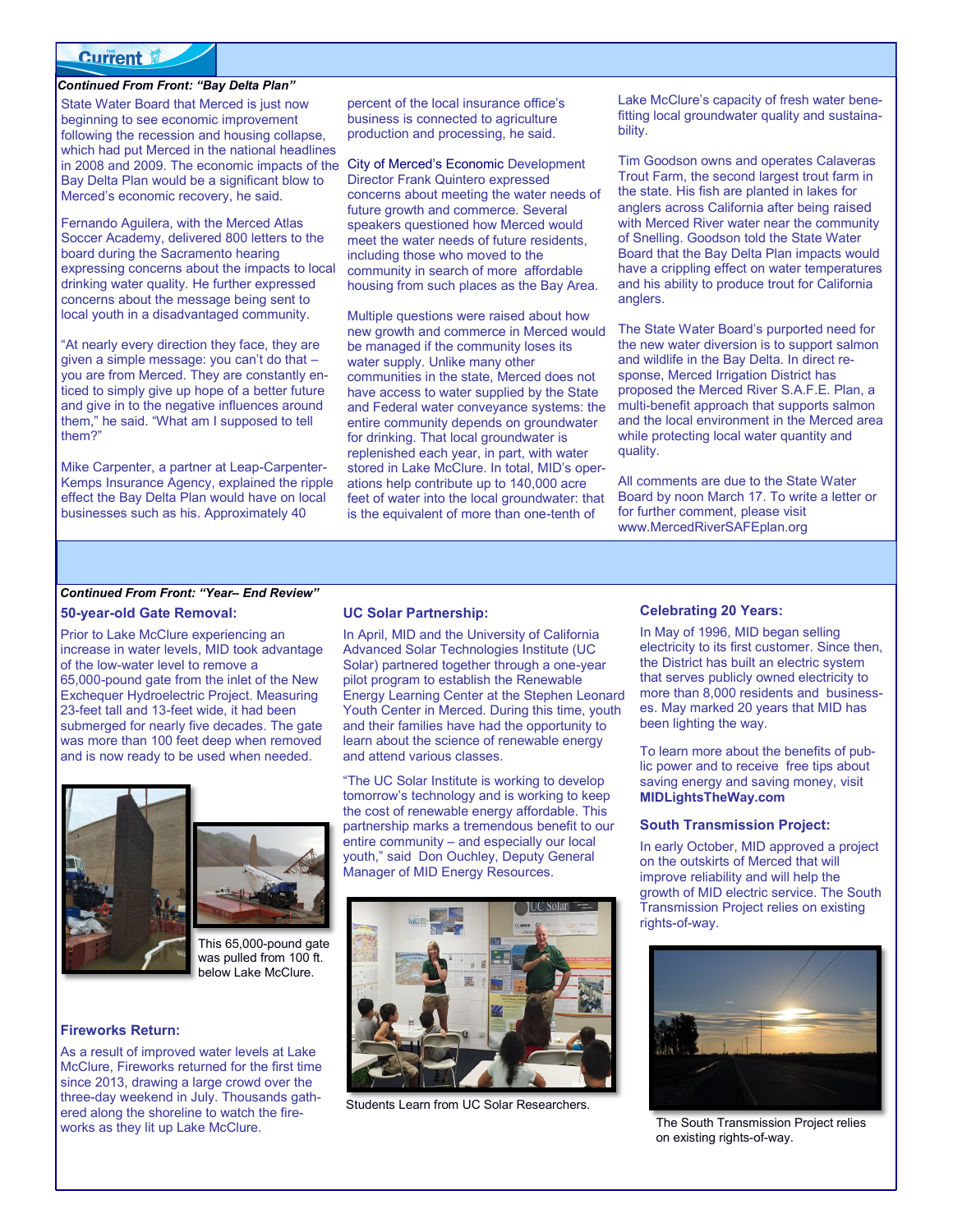***Continued From Front: "Bay Delta Plan"***

State Water Board that Merced is just now beginning to see economic improvement following the recession and housing collapse, which had put Merced in the national headlines in 2008 and 2009. The economic impacts of the Bay Delta Plan would be a significant blow to Merced's economic recovery, he said.

Fernando Aguilera, with the Merced Atlas Soccer Academy, delivered 800 letters to the board during the Sacramento hearing expressing concerns about the impacts to local drinking water quality. He further expressed concerns about the message being sent to local youth in a disadvantaged community.

"At nearly every direction they face, they are given a simple message: you can't do that – you are from Merced. They are constantly enticed to simply give up hope of a better future and give in to the negative influences around them," he said. "What am I supposed to tell them?"

Mike Carpenter, a partner at Leap-Carpenter-Kemps Insurance Agency, explained the ripple effect the Bay Delta Plan would have on local businesses such as his. Approximately 40 percent of the local insurance office's business is connected to agriculture production and processing, he said.

City of Merced's Economic Development Director Frank Quintero expressed concerns about meeting the water needs of future growth and commerce. Several speakers questioned how Merced would meet the water needs of future residents, including those who moved to the community in search of more affordable housing from such places as the Bay Area.

Multiple questions were raised about how new growth and commerce in Merced would be managed if the community loses its water supply. Unlike many other communities in the state, Merced does not have access to water supplied by the State and Federal water conveyance systems: the entire community depends on groundwater for drinking. That local groundwater is replenished each year, in part, with water stored in Lake McClure. In total, MID's operations help contribute up to 140,000 acre feet of water into the local groundwater: that is the equivalent of more than one-tenth of Lake McClure's capacity of fresh water benefitting local groundwater quality and sustainability.

Tim Goodson owns and operates Calaveras Trout Farm, the second largest trout farm in the state. His fish are planted in lakes for anglers across California after being raised with Merced River water near the community of Snelling. Goodson told the State Water Board that the Bay Delta Plan impacts would have a crippling effect on water temperatures and his ability to produce trout for California anglers.

The State Water Board's purported need for the new water diversion is to support salmon and wildlife in the Bay Delta. In direct response, Merced Irrigation District has proposed the Merced River S.A.F.E. Plan, a multi-benefit approach that supports salmon and the local environment in the Merced area while protecting local water quantity and quality.

All comments are due to the State Water Board by noon March 17. To write a letter or for further comment, please visit www.MercedRiverSAFEplan.org

***Continued From Front: "Year– End Review"***

### 50-year-old Gate Removal:

Prior to Lake McClure experiencing an increase in water levels, MID took advantage of the low-water level to remove a 65,000-pound gate from the inlet of the New Exchequer Hydroelectric Project. Measuring 23-feet tall and 13-feet wide, it had been submerged for nearly five decades. The gate was more than 100 feet deep when removed and is now ready to be used when needed.

This 65,000-pound gate was pulled from 100 ft. below Lake McClure.

### Fireworks Return:

As a result of improved water levels at Lake McClure, Fireworks returned for the first time since 2013, drawing a large crowd over the three-day weekend in July. Thousands gathered along the shoreline to watch the fireworks as they lit up Lake McClure.

### UC Solar Partnership:

In April, MID and the University of California Advanced Solar Technologies Institute (UC Solar) partnered together through a one-year pilot program to establish the Renewable Energy Learning Center at the Stephen Leonard Youth Center in Merced. During this time, youth and their families have had the opportunity to learn about the science of renewable energy and attend various classes.

"The UC Solar Institute is working to develop tomorrow's technology and is working to keep the cost of renewable energy affordable. This partnership marks a tremendous benefit to our entire community – and especially our local youth," said Don Ouchley, Deputy General Manager of MID Energy Resources.

Students Learn from UC Solar Researchers.

### Celebrating 20 Years:

In May of 1996, MID began selling electricity to its first customer. Since then, the District has built an electric system that serves publicly owned electricity to more than 8,000 residents and businesses. May marked 20 years that MID has been lighting the way.

To learn more about the benefits of public power and to receive free tips about saving energy and saving money, visit **MIDLightsTheWay.com**

### South Transmission Project:

In early October, MID approved a project on the outskirts of Merced that will improve reliability and will help the growth of MID electric service. The South Transmission Project relies on existing rights-of-way.

The South Transmission Project relies on existing rights-of-way.